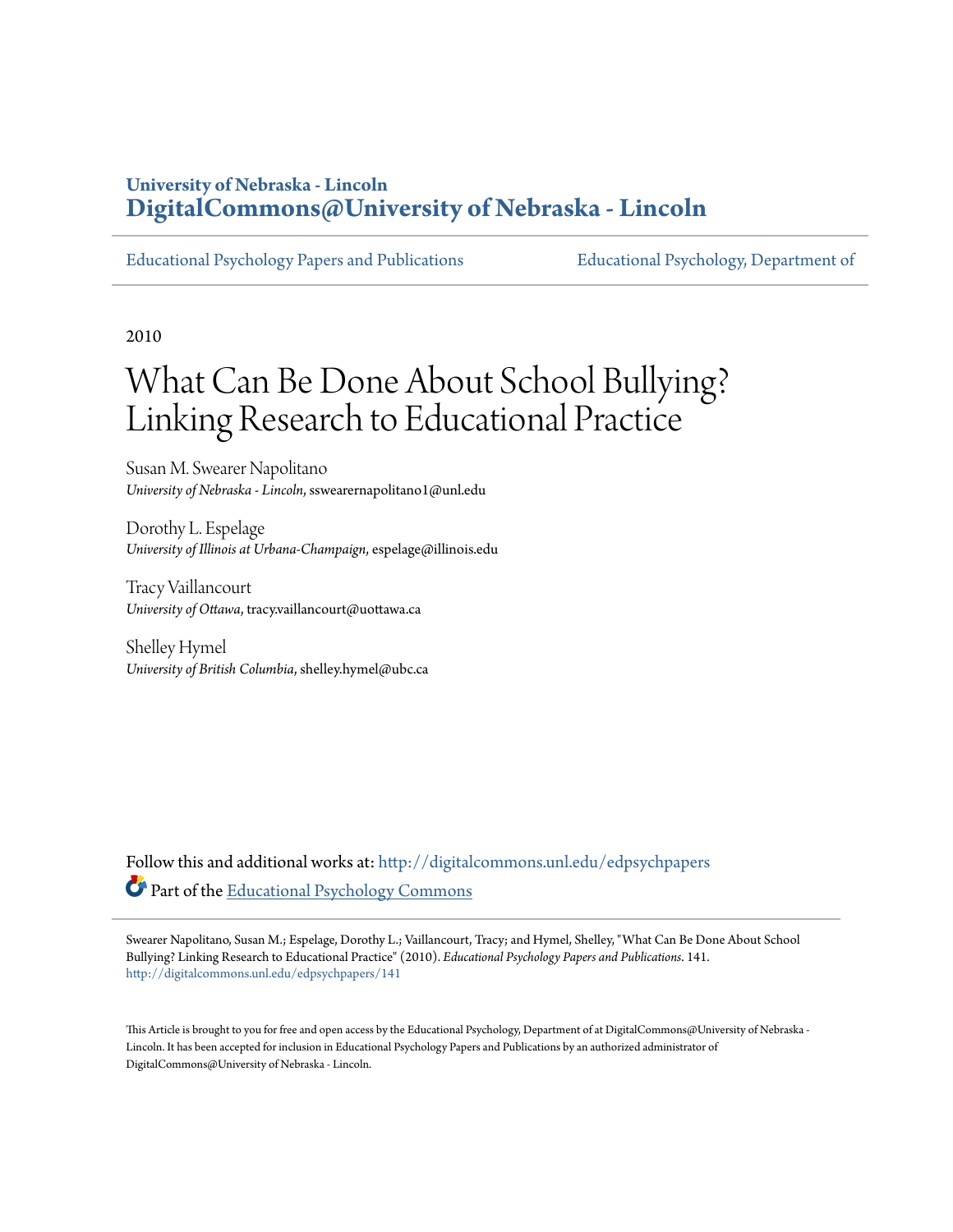University of Nebraska - Lincoln
**DigitalCommons@University of Nebraska - Lincoln**

Educational Psychology Papers and Publications | Educational Psychology, Department of

2010

# What Can Be Done About School Bullying? Linking Research to Educational Practice

Susan M. Swearer Napolitano
*University of Nebraska - Lincoln*, sswearernapolitano1@unl.edu

Dorothy L. Espelage
*University of Illinois at Urbana-Champaign*, espelage@illinois.edu

Tracy Vaillancourt
*University of Ottawa*, tracy.vaillancourt@uottawa.ca

Shelley Hymel
*University of British Columbia*, shelley.hymel@ubc.ca

Follow this and additional works at: http://digitalcommons.unl.edu/edpsychpapers

Part of the Educational Psychology Commons

Swearer Napolitano, Susan M.; Espelage, Dorothy L.; Vaillancourt, Tracy; and Hymel, Shelley, "What Can Be Done About School Bullying? Linking Research to Educational Practice" (2010). *Educational Psychology Papers and Publications*. 141.
http://digitalcommons.unl.edu/edpsychpapers/141

This Article is brought to you for free and open access by the Educational Psychology, Department of at DigitalCommons@University of Nebraska - Lincoln. It has been accepted for inclusion in Educational Psychology Papers and Publications by an authorized administrator of DigitalCommons@University of Nebraska - Lincoln.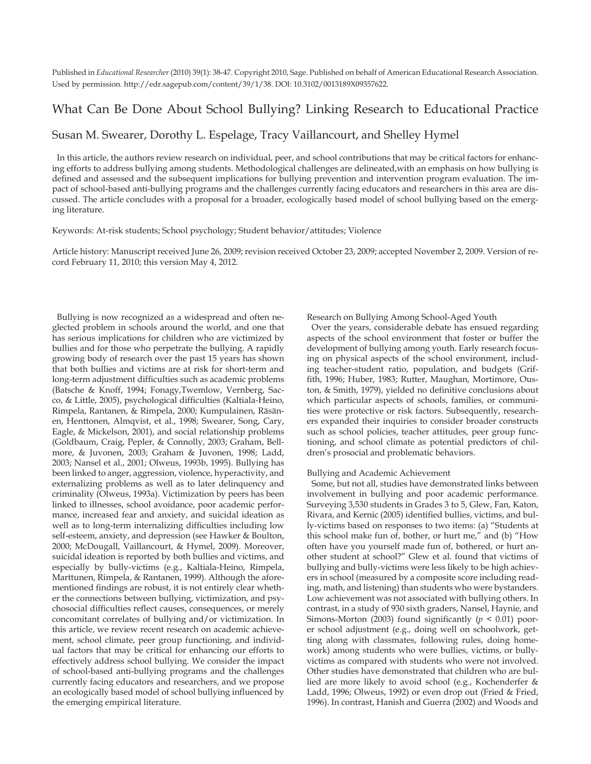Published in *Educational Researcher* (2010) 39(1): 38-47. Copyright 2010, Sage. Published on behalf of American Educational Research Association. Used by permission. http://edr.sagepub.com/content/39/1/38. DOI: 10.3102/0013189X09357622.

# What Can Be Done About School Bullying? Linking Research to Educational Practice

Susan M. Swearer, Dorothy L. Espelage, Tracy Vaillancourt, and Shelley Hymel

In this article, the authors review research on individual, peer, and school contributions that may be critical factors for enhancing efforts to address bullying among students. Methodological challenges are delineated,with an emphasis on how bullying is defined and assessed and the subsequent implications for bullying prevention and intervention program evaluation. The impact of school-based anti-bullying programs and the challenges currently facing educators and researchers in this area are discussed. The article concludes with a proposal for a broader, ecologically based model of school bullying based on the emerging literature.

Keywords: At-risk students; School psychology; Student behavior/attitudes; Violence

Article history: Manuscript received June 26, 2009; revision received October 23, 2009; accepted November 2, 2009. Version of record February 11, 2010; this version May 4, 2012.

Bullying is now recognized as a widespread and often neglected problem in schools around the world, and one that has serious implications for children who are victimized by bullies and for those who perpetrate the bullying. A rapidly growing body of research over the past 15 years has shown that both bullies and victims are at risk for short-term and long-term adjustment difficulties such as academic problems (Batsche & Knoff, 1994; Fonagy,Twemlow, Vernberg, Sacco, & Little, 2005), psychological difficulties (Kaltiala-Heino, Rimpela, Rantanen, & Rimpela, 2000; Kumpulainen, Räsänen, Henttonen, Almqvist, et al., 1998; Swearer, Song, Cary, Eagle, & Mickelson, 2001), and social relationship problems (Goldbaum, Craig, Pepler, & Connolly, 2003; Graham, Bellmore, & Juvonen, 2003; Graham & Juvonen, 1998; Ladd, 2003; Nansel et al., 2001; Olweus, 1993b, 1995). Bullying has been linked to anger, aggression, violence, hyperactivity, and externalizing problems as well as to later delinquency and criminality (Olweus, 1993a). Victimization by peers has been linked to illnesses, school avoidance, poor academic performance, increased fear and anxiety, and suicidal ideation as well as to long-term internalizing difficulties including low self-esteem, anxiety, and depression (see Hawker & Boulton, 2000; McDougall, Vaillancourt, & Hymel, 2009). Moreover, suicidal ideation is reported by both bullies and victims, and especially by bully-victims (e.g., Kaltiala-Heino, Rimpela, Marttunen, Rimpela, & Rantanen, 1999). Although the aforementioned findings are robust, it is not entirely clear whether the connections between bullying, victimization, and psychosocial difficulties reflect causes, consequences, or merely concomitant correlates of bullying and/or victimization. In this article, we review recent research on academic achievement, school climate, peer group functioning, and individual factors that may be critical for enhancing our efforts to effectively address school bullying. We consider the impact of school-based anti-bullying programs and the challenges currently facing educators and researchers, and we propose an ecologically based model of school bullying influenced by the emerging empirical literature.

## Research on Bullying Among School-Aged Youth

Over the years, considerable debate has ensued regarding aspects of the school environment that foster or buffer the development of bullying among youth. Early research focusing on physical aspects of the school environment, including teacher-student ratio, population, and budgets (Griffith, 1996; Huber, 1983; Rutter, Maughan, Mortimore, Ouston, & Smith, 1979), yielded no definitive conclusions about which particular aspects of schools, families, or communities were protective or risk factors. Subsequently, researchers expanded their inquiries to consider broader constructs such as school policies, teacher attitudes, peer group functioning, and school climate as potential predictors of children's prosocial and problematic behaviors.

### Bullying and Academic Achievement

Some, but not all, studies have demonstrated links between involvement in bullying and poor academic performance. Surveying 3,530 students in Grades 3 to 5, Glew, Fan, Katon, Rivara, and Kernic (2005) identified bullies, victims, and bully-victims based on responses to two items: (a) "Students at this school make fun of, bother, or hurt me," and (b) "How often have you yourself made fun of, bothered, or hurt another student at school?" Glew et al. found that victims of bullying and bully-victims were less likely to be high achievers in school (measured by a composite score including reading, math, and listening) than students who were bystanders. Low achievement was not associated with bullying others. In contrast, in a study of 930 sixth graders, Nansel, Haynie, and Simons-Morton (2003) found significantly ($p < 0.01$) poorer school adjustment (e.g., doing well on schoolwork, getting along with classmates, following rules, doing homework) among students who were bullies, victims, or bully-victims as compared with students who were not involved. Other studies have demonstrated that children who are bullied are more likely to avoid school (e.g., Kochenderfer & Ladd, 1996; Olweus, 1992) or even drop out (Fried & Fried, 1996). In contrast, Hanish and Guerra (2002) and Woods and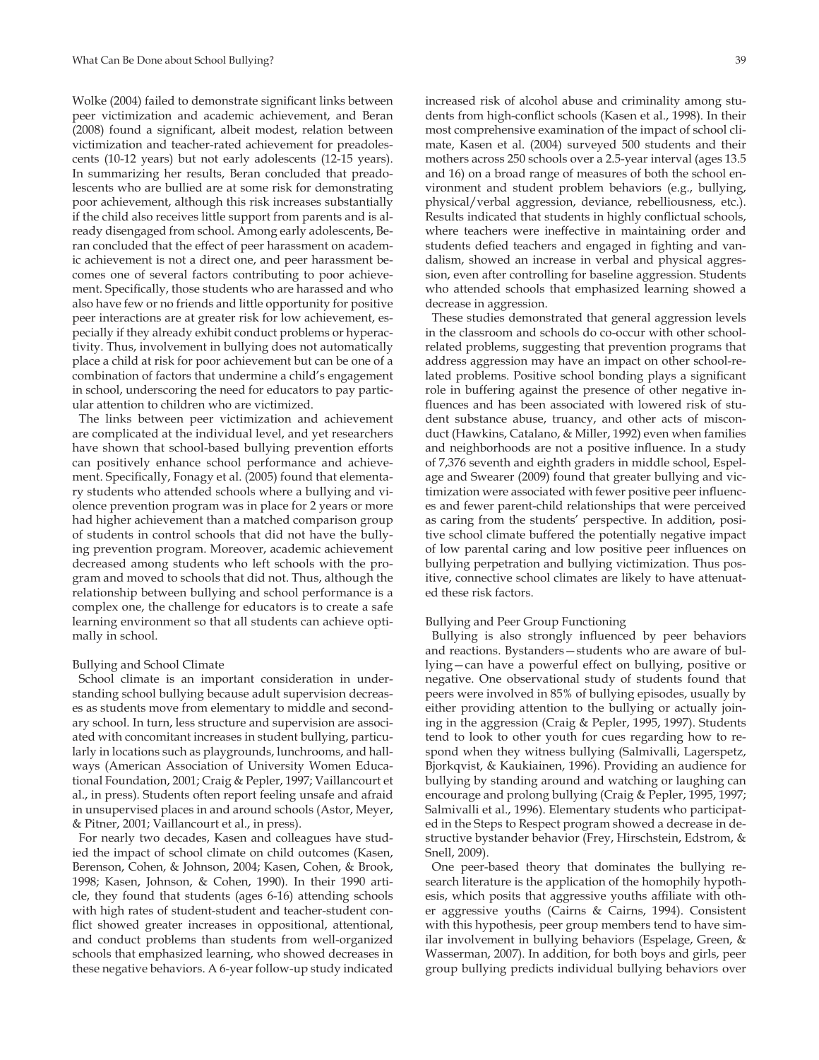Wolke (2004) failed to demonstrate significant links between peer victimization and academic achievement, and Beran (2008) found a significant, albeit modest, relation between victimization and teacher-rated achievement for preadolescents (10-12 years) but not early adolescents (12-15 years). In summarizing her results, Beran concluded that preadolescents who are bullied are at some risk for demonstrating poor achievement, although this risk increases substantially if the child also receives little support from parents and is already disengaged from school. Among early adolescents, Beran concluded that the effect of peer harassment on academic achievement is not a direct one, and peer harassment becomes one of several factors contributing to poor achievement. Specifically, those students who are harassed and who also have few or no friends and little opportunity for positive peer interactions are at greater risk for low achievement, especially if they already exhibit conduct problems or hyperactivity. Thus, involvement in bullying does not automatically place a child at risk for poor achievement but can be one of a combination of factors that undermine a child's engagement in school, underscoring the need for educators to pay particular attention to children who are victimized.

The links between peer victimization and achievement are complicated at the individual level, and yet researchers have shown that school-based bullying prevention efforts can positively enhance school performance and achievement. Specifically, Fonagy et al. (2005) found that elementary students who attended schools where a bullying and violence prevention program was in place for 2 years or more had higher achievement than a matched comparison group of students in control schools that did not have the bullying prevention program. Moreover, academic achievement decreased among students who left schools with the program and moved to schools that did not. Thus, although the relationship between bullying and school performance is a complex one, the challenge for educators is to create a safe learning environment so that all students can achieve optimally in school.

### Bullying and School Climate

School climate is an important consideration in understanding school bullying because adult supervision decreases as students move from elementary to middle and secondary school. In turn, less structure and supervision are associated with concomitant increases in student bullying, particularly in locations such as playgrounds, lunchrooms, and hallways (American Association of University Women Educational Foundation, 2001; Craig & Pepler, 1997; Vaillancourt et al., in press). Students often report feeling unsafe and afraid in unsupervised places in and around schools (Astor, Meyer, & Pitner, 2001; Vaillancourt et al., in press).

For nearly two decades, Kasen and colleagues have studied the impact of school climate on child outcomes (Kasen, Berenson, Cohen, & Johnson, 2004; Kasen, Cohen, & Brook, 1998; Kasen, Johnson, & Cohen, 1990). In their 1990 article, they found that students (ages 6-16) attending schools with high rates of student-student and teacher-student conflict showed greater increases in oppositional, attentional, and conduct problems than students from well-organized schools that emphasized learning, who showed decreases in these negative behaviors. A 6-year follow-up study indicated increased risk of alcohol abuse and criminality among students from high-conflict schools (Kasen et al., 1998). In their most comprehensive examination of the impact of school climate, Kasen et al. (2004) surveyed 500 students and their mothers across 250 schools over a 2.5-year interval (ages 13.5 and 16) on a broad range of measures of both the school environment and student problem behaviors (e.g., bullying, physical/verbal aggression, deviance, rebelliousness, etc.). Results indicated that students in highly conflictual schools, where teachers were ineffective in maintaining order and students defied teachers and engaged in fighting and vandalism, showed an increase in verbal and physical aggression, even after controlling for baseline aggression. Students who attended schools that emphasized learning showed a decrease in aggression.

These studies demonstrated that general aggression levels in the classroom and schools do co-occur with other school-related problems, suggesting that prevention programs that address aggression may have an impact on other school-related problems. Positive school bonding plays a significant role in buffering against the presence of other negative influences and has been associated with lowered risk of student substance abuse, truancy, and other acts of misconduct (Hawkins, Catalano, & Miller, 1992) even when families and neighborhoods are not a positive influence. In a study of 7,376 seventh and eighth graders in middle school, Espelage and Swearer (2009) found that greater bullying and victimization were associated with fewer positive peer influences and fewer parent-child relationships that were perceived as caring from the students' perspective. In addition, positive school climate buffered the potentially negative impact of low parental caring and low positive peer influences on bullying perpetration and bullying victimization. Thus positive, connective school climates are likely to have attenuated these risk factors.

### Bullying and Peer Group Functioning

Bullying is also strongly influenced by peer behaviors and reactions. Bystanders—students who are aware of bullying—can have a powerful effect on bullying, positive or negative. One observational study of students found that peers were involved in 85% of bullying episodes, usually by either providing attention to the bullying or actually joining in the aggression (Craig & Pepler, 1995, 1997). Students tend to look to other youth for cues regarding how to respond when they witness bullying (Salmivalli, Lagerspetz, Bjorkqvist, & Kaukiainen, 1996). Providing an audience for bullying by standing around and watching or laughing can encourage and prolong bullying (Craig & Pepler, 1995, 1997; Salmivalli et al., 1996). Elementary students who participated in the Steps to Respect program showed a decrease in destructive bystander behavior (Frey, Hirschstein, Edstrom, & Snell, 2009).

One peer-based theory that dominates the bullying research literature is the application of the homophily hypothesis, which posits that aggressive youths affiliate with other aggressive youths (Cairns & Cairns, 1994). Consistent with this hypothesis, peer group members tend to have similar involvement in bullying behaviors (Espelage, Green, & Wasserman, 2007). In addition, for both boys and girls, peer group bullying predicts individual bullying behaviors over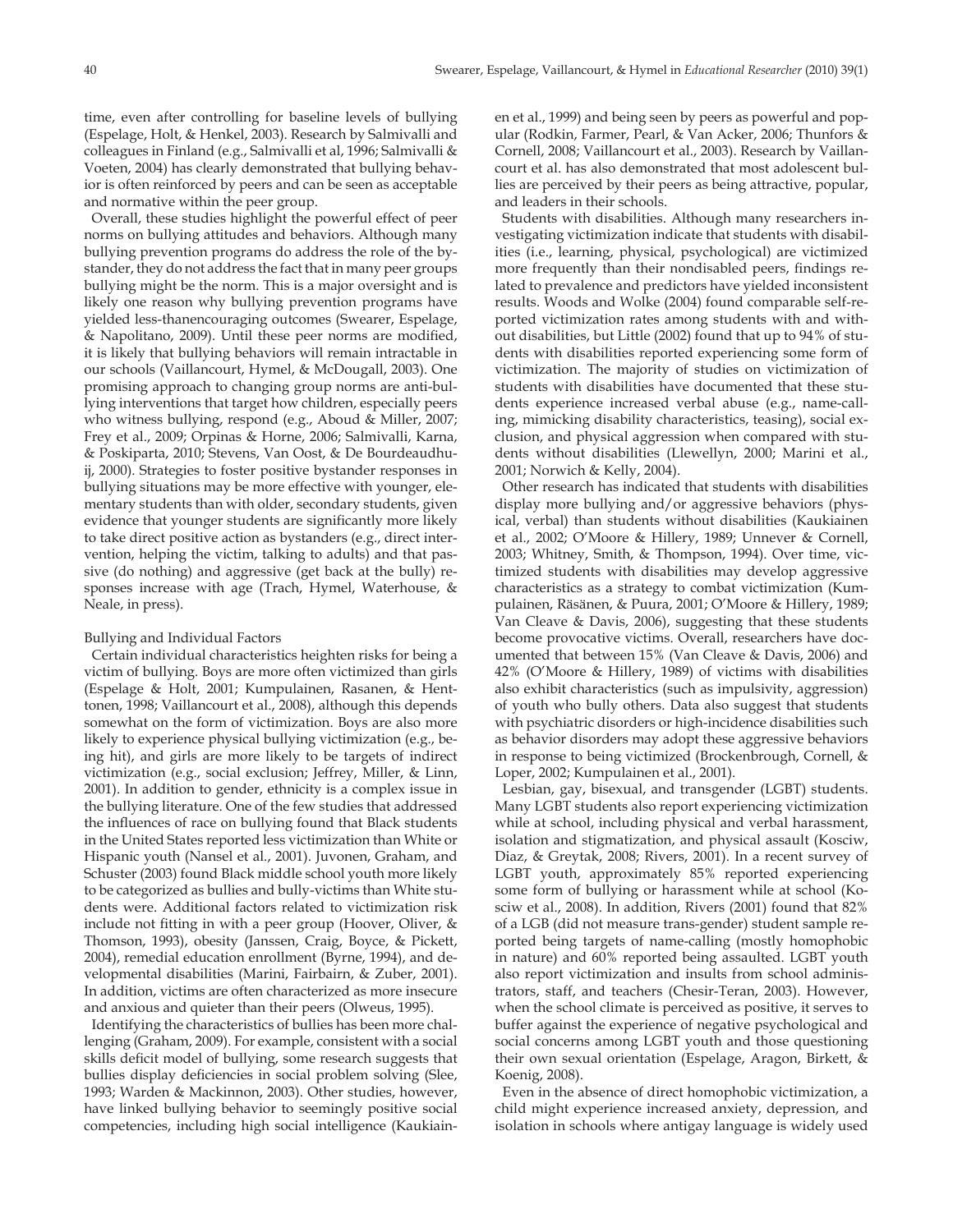time, even after controlling for baseline levels of bullying (Espelage, Holt, & Henkel, 2003). Research by Salmivalli and colleagues in Finland (e.g., Salmivalli et al, 1996; Salmivalli & Voeten, 2004) has clearly demonstrated that bullying behavior is often reinforced by peers and can be seen as acceptable and normative within the peer group.

Overall, these studies highlight the powerful effect of peer norms on bullying attitudes and behaviors. Although many bullying prevention programs do address the role of the bystander, they do not address the fact that in many peer groups bullying might be the norm. This is a major oversight and is likely one reason why bullying prevention programs have yielded less-thanencouraging outcomes (Swearer, Espelage, & Napolitano, 2009). Until these peer norms are modified, it is likely that bullying behaviors will remain intractable in our schools (Vaillancourt, Hymel, & McDougall, 2003). One promising approach to changing group norms are anti-bullying interventions that target how children, especially peers who witness bullying, respond (e.g., Aboud & Miller, 2007; Frey et al., 2009; Orpinas & Horne, 2006; Salmivalli, Karna, & Poskiparta, 2010; Stevens, Van Oost, & De Bourdeaudhuij, 2000). Strategies to foster positive bystander responses in bullying situations may be more effective with younger, elementary students than with older, secondary students, given evidence that younger students are significantly more likely to take direct positive action as bystanders (e.g., direct intervention, helping the victim, talking to adults) and that passive (do nothing) and aggressive (get back at the bully) responses increase with age (Trach, Hymel, Waterhouse, & Neale, in press).

### Bullying and Individual Factors

Certain individual characteristics heighten risks for being a victim of bullying. Boys are more often victimized than girls (Espelage & Holt, 2001; Kumpulainen, Rasanen, & Henttonen, 1998; Vaillancourt et al., 2008), although this depends somewhat on the form of victimization. Boys are also more likely to experience physical bullying victimization (e.g., being hit), and girls are more likely to be targets of indirect victimization (e.g., social exclusion; Jeffrey, Miller, & Linn, 2001). In addition to gender, ethnicity is a complex issue in the bullying literature. One of the few studies that addressed the influences of race on bullying found that Black students in the United States reported less victimization than White or Hispanic youth (Nansel et al., 2001). Juvonen, Graham, and Schuster (2003) found Black middle school youth more likely to be categorized as bullies and bully-victims than White students were. Additional factors related to victimization risk include not fitting in with a peer group (Hoover, Oliver, & Thomson, 1993), obesity (Janssen, Craig, Boyce, & Pickett, 2004), remedial education enrollment (Byrne, 1994), and developmental disabilities (Marini, Fairbairn, & Zuber, 2001). In addition, victims are often characterized as more insecure and anxious and quieter than their peers (Olweus, 1995).

Identifying the characteristics of bullies has been more challenging (Graham, 2009). For example, consistent with a social skills deficit model of bullying, some research suggests that bullies display deficiencies in social problem solving (Slee, 1993; Warden & Mackinnon, 2003). Other studies, however, have linked bullying behavior to seemingly positive social competencies, including high social intelligence (Kaukiainen et al., 1999) and being seen by peers as powerful and popular (Rodkin, Farmer, Pearl, & Van Acker, 2006; Thunfors & Cornell, 2008; Vaillancourt et al., 2003). Research by Vaillancourt et al. has also demonstrated that most adolescent bullies are perceived by their peers as being attractive, popular, and leaders in their schools.

Students with disabilities. Although many researchers investigating victimization indicate that students with disabilities (i.e., learning, physical, psychological) are victimized more frequently than their nondisabled peers, findings related to prevalence and predictors have yielded inconsistent results. Woods and Wolke (2004) found comparable self-reported victimization rates among students with and without disabilities, but Little (2002) found that up to 94% of students with disabilities reported experiencing some form of victimization. The majority of studies on victimization of students with disabilities have documented that these students experience increased verbal abuse (e.g., name-calling, mimicking disability characteristics, teasing), social exclusion, and physical aggression when compared with students without disabilities (Llewellyn, 2000; Marini et al., 2001; Norwich & Kelly, 2004).

Other research has indicated that students with disabilities display more bullying and/or aggressive behaviors (physical, verbal) than students without disabilities (Kaukiainen et al., 2002; O'Moore & Hillery, 1989; Unnever & Cornell, 2003; Whitney, Smith, & Thompson, 1994). Over time, victimized students with disabilities may develop aggressive characteristics as a strategy to combat victimization (Kumpulainen, Räsänen, & Puura, 2001; O'Moore & Hillery, 1989; Van Cleave & Davis, 2006), suggesting that these students become provocative victims. Overall, researchers have documented that between 15% (Van Cleave & Davis, 2006) and 42% (O'Moore & Hillery, 1989) of victims with disabilities also exhibit characteristics (such as impulsivity, aggression) of youth who bully others. Data also suggest that students with psychiatric disorders or high-incidence disabilities such as behavior disorders may adopt these aggressive behaviors in response to being victimized (Brockenbrough, Cornell, & Loper, 2002; Kumpulainen et al., 2001).

Lesbian, gay, bisexual, and transgender (LGBT) students. Many LGBT students also report experiencing victimization while at school, including physical and verbal harassment, isolation and stigmatization, and physical assault (Kosciw, Diaz, & Greytak, 2008; Rivers, 2001). In a recent survey of LGBT youth, approximately 85% reported experiencing some form of bullying or harassment while at school (Kosciw et al., 2008). In addition, Rivers (2001) found that 82% of a LGB (did not measure trans-gender) student sample reported being targets of name-calling (mostly homophobic in nature) and 60% reported being assaulted. LGBT youth also report victimization and insults from school administrators, staff, and teachers (Chesir-Teran, 2003). However, when the school climate is perceived as positive, it serves to buffer against the experience of negative psychological and social concerns among LGBT youth and those questioning their own sexual orientation (Espelage, Aragon, Birkett, & Koenig, 2008).

Even in the absence of direct homophobic victimization, a child might experience increased anxiety, depression, and isolation in schools where antigay language is widely used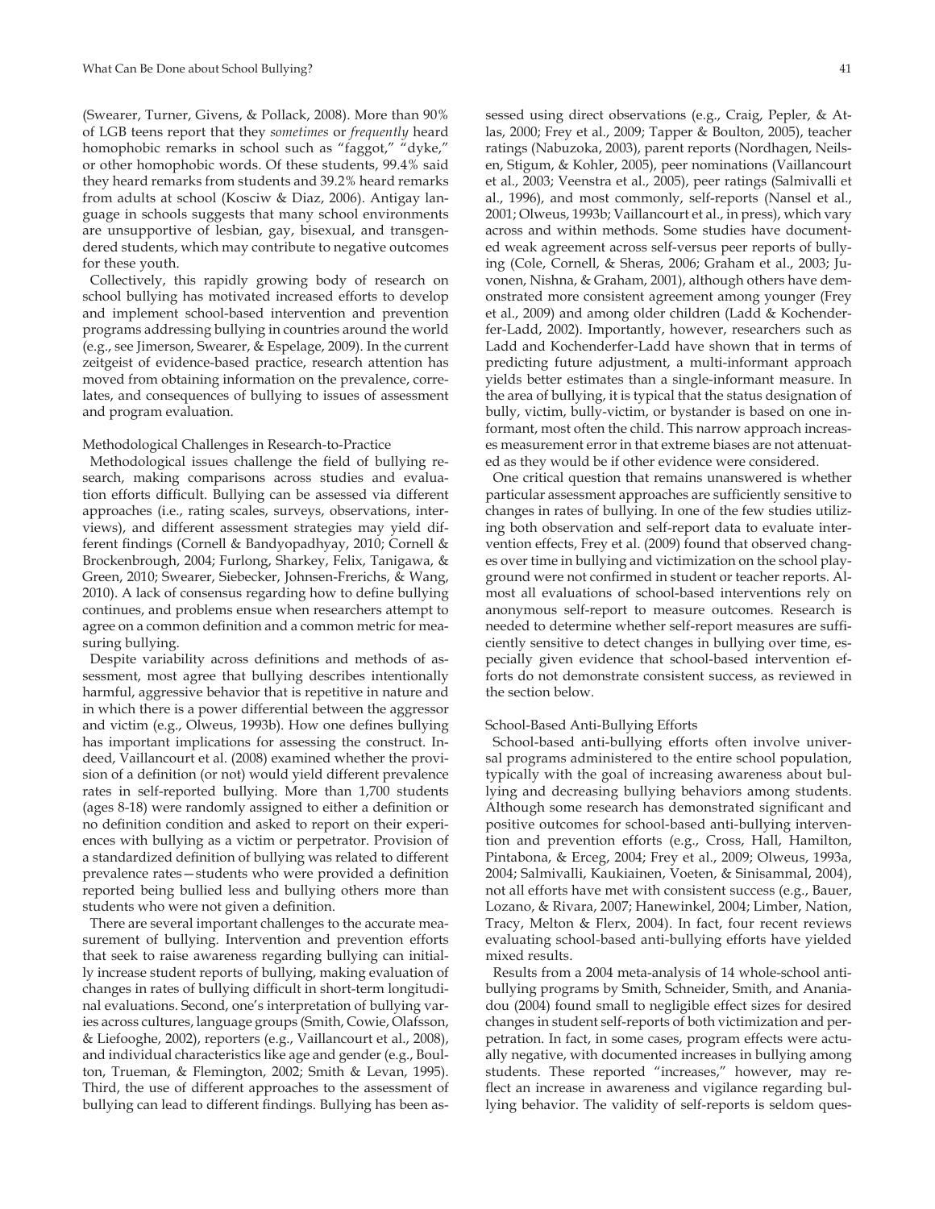(Swearer, Turner, Givens, & Pollack, 2008). More than 90% of LGB teens report that they *sometimes* or *frequently* heard homophobic remarks in school such as "faggot," "dyke," or other homophobic words. Of these students, 99.4% said they heard remarks from students and 39.2% heard remarks from adults at school (Kosciw & Diaz, 2006). Antigay language in schools suggests that many school environments are unsupportive of lesbian, gay, bisexual, and transgendered students, which may contribute to negative outcomes for these youth.

Collectively, this rapidly growing body of research on school bullying has motivated increased efforts to develop and implement school-based intervention and prevention programs addressing bullying in countries around the world (e.g., see Jimerson, Swearer, & Espelage, 2009). In the current zeitgeist of evidence-based practice, research attention has moved from obtaining information on the prevalence, correlates, and consequences of bullying to issues of assessment and program evaluation.

### Methodological Challenges in Research-to-Practice

Methodological issues challenge the field of bullying research, making comparisons across studies and evaluation efforts difficult. Bullying can be assessed via different approaches (i.e., rating scales, surveys, observations, interviews), and different assessment strategies may yield different findings (Cornell & Bandyopadhyay, 2010; Cornell & Brockenbrough, 2004; Furlong, Sharkey, Felix, Tanigawa, & Green, 2010; Swearer, Siebecker, Johnsen-Frerichs, & Wang, 2010). A lack of consensus regarding how to define bullying continues, and problems ensue when researchers attempt to agree on a common definition and a common metric for measuring bullying.

Despite variability across definitions and methods of assessment, most agree that bullying describes intentionally harmful, aggressive behavior that is repetitive in nature and in which there is a power differential between the aggressor and victim (e.g., Olweus, 1993b). How one defines bullying has important implications for assessing the construct. Indeed, Vaillancourt et al. (2008) examined whether the provision of a definition (or not) would yield different prevalence rates in self-reported bullying. More than 1,700 students (ages 8-18) were randomly assigned to either a definition or no definition condition and asked to report on their experiences with bullying as a victim or perpetrator. Provision of a standardized definition of bullying was related to different prevalence rates—students who were provided a definition reported being bullied less and bullying others more than students who were not given a definition.

There are several important challenges to the accurate measurement of bullying. Intervention and prevention efforts that seek to raise awareness regarding bullying can initially increase student reports of bullying, making evaluation of changes in rates of bullying difficult in short-term longitudinal evaluations. Second, one's interpretation of bullying varies across cultures, language groups (Smith, Cowie, Olafsson, & Liefooghe, 2002), reporters (e.g., Vaillancourt et al., 2008), and individual characteristics like age and gender (e.g., Boulton, Trueman, & Flemington, 2002; Smith & Levan, 1995). Third, the use of different approaches to the assessment of bullying can lead to different findings. Bullying has been assessed using direct observations (e.g., Craig, Pepler, & Atlas, 2000; Frey et al., 2009; Tapper & Boulton, 2005), teacher ratings (Nabuzoka, 2003), parent reports (Nordhagen, Neilsen, Stigum, & Kohler, 2005), peer nominations (Vaillancourt et al., 2003; Veenstra et al., 2005), peer ratings (Salmivalli et al., 1996), and most commonly, self-reports (Nansel et al., 2001; Olweus, 1993b; Vaillancourt et al., in press), which vary across and within methods. Some studies have documented weak agreement across self-versus peer reports of bullying (Cole, Cornell, & Sheras, 2006; Graham et al., 2003; Juvonen, Nishna, & Graham, 2001), although others have demonstrated more consistent agreement among younger (Frey et al., 2009) and among older children (Ladd & Kochenderfer-Ladd, 2002). Importantly, however, researchers such as Ladd and Kochenderfer-Ladd have shown that in terms of predicting future adjustment, a multi-informant approach yields better estimates than a single-informant measure. In the area of bullying, it is typical that the status designation of bully, victim, bully-victim, or bystander is based on one informant, most often the child. This narrow approach increases measurement error in that extreme biases are not attenuated as they would be if other evidence were considered.

One critical question that remains unanswered is whether particular assessment approaches are sufficiently sensitive to changes in rates of bullying. In one of the few studies utilizing both observation and self-report data to evaluate intervention effects, Frey et al. (2009) found that observed changes over time in bullying and victimization on the school playground were not confirmed in student or teacher reports. Almost all evaluations of school-based interventions rely on anonymous self-report to measure outcomes. Research is needed to determine whether self-report measures are sufficiently sensitive to detect changes in bullying over time, especially given evidence that school-based intervention efforts do not demonstrate consistent success, as reviewed in the section below.

### School-Based Anti-Bullying Efforts

School-based anti-bullying efforts often involve universal programs administered to the entire school population, typically with the goal of increasing awareness about bullying and decreasing bullying behaviors among students. Although some research has demonstrated significant and positive outcomes for school-based anti-bullying intervention and prevention efforts (e.g., Cross, Hall, Hamilton, Pintabona, & Erceg, 2004; Frey et al., 2009; Olweus, 1993a, 2004; Salmivalli, Kaukiainen, Voeten, & Sinisammal, 2004), not all efforts have met with consistent success (e.g., Bauer, Lozano, & Rivara, 2007; Hanewinkel, 2004; Limber, Nation, Tracy, Melton & Flerx, 2004). In fact, four recent reviews evaluating school-based anti-bullying efforts have yielded mixed results.

Results from a 2004 meta-analysis of 14 whole-school anti-bullying programs by Smith, Schneider, Smith, and Ananiadou (2004) found small to negligible effect sizes for desired changes in student self-reports of both victimization and perpetration. In fact, in some cases, program effects were actually negative, with documented increases in bullying among students. These reported "increases," however, may reflect an increase in awareness and vigilance regarding bullying behavior. The validity of self-reports is seldom ques-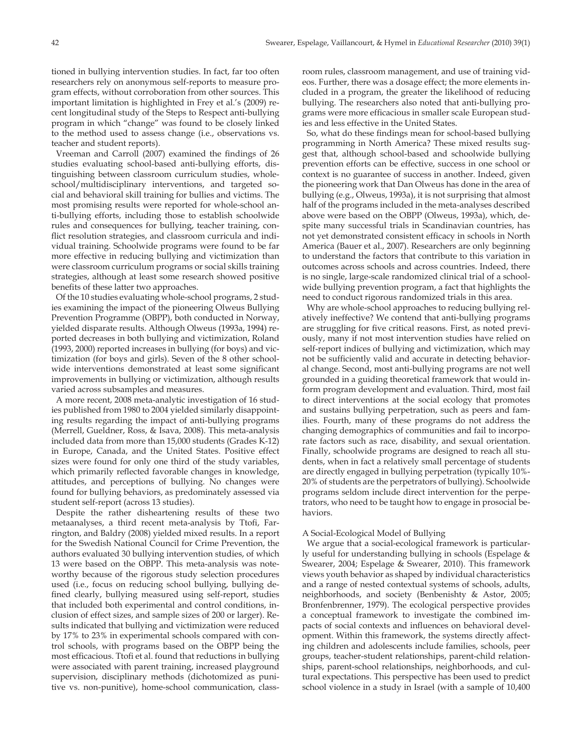tioned in bullying intervention studies. In fact, far too often researchers rely on anonymous self-reports to measure program effects, without corroboration from other sources. This important limitation is highlighted in Frey et al.'s (2009) recent longitudinal study of the Steps to Respect anti-bullying program in which "change" was found to be closely linked to the method used to assess change (i.e., observations vs. teacher and student reports).

Vreeman and Carroll (2007) examined the findings of 26 studies evaluating school-based anti-bullying efforts, distinguishing between classroom curriculum studies, whole-school/multidisciplinary interventions, and targeted social and behavioral skill training for bullies and victims. The most promising results were reported for whole-school anti-bullying efforts, including those to establish schoolwide rules and consequences for bullying, teacher training, conflict resolution strategies, and classroom curricula and individual training. Schoolwide programs were found to be far more effective in reducing bullying and victimization than were classroom curriculum programs or social skills training strategies, although at least some research showed positive benefits of these latter two approaches.

Of the 10 studies evaluating whole-school programs, 2 studies examining the impact of the pioneering Olweus Bullying Prevention Programme (OBPP), both conducted in Norway, yielded disparate results. Although Olweus (1993a, 1994) reported decreases in both bullying and victimization, Roland (1993, 2000) reported increases in bullying (for boys) and victimization (for boys and girls). Seven of the 8 other schoolwide interventions demonstrated at least some significant improvements in bullying or victimization, although results varied across subsamples and measures.

A more recent, 2008 meta-analytic investigation of 16 studies published from 1980 to 2004 yielded similarly disappointing results regarding the impact of anti-bullying programs (Merrell, Gueldner, Ross, & Isava, 2008). This meta-analysis included data from more than 15,000 students (Grades K-12) in Europe, Canada, and the United States. Positive effect sizes were found for only one third of the study variables, which primarily reflected favorable changes in knowledge, attitudes, and perceptions of bullying. No changes were found for bullying behaviors, as predominately assessed via student self-report (across 13 studies).

Despite the rather disheartening results of these two metaanalyses, a third recent meta-analysis by Ttofi, Farrington, and Baldry (2008) yielded mixed results. In a report for the Swedish National Council for Crime Prevention, the authors evaluated 30 bullying intervention studies, of which 13 were based on the OBPP. This meta-analysis was noteworthy because of the rigorous study selection procedures used (i.e., focus on reducing school bullying, bullying defined clearly, bullying measured using self-report, studies that included both experimental and control conditions, inclusion of effect sizes, and sample sizes of 200 or larger). Results indicated that bullying and victimization were reduced by 17% to 23% in experimental schools compared with control schools, with programs based on the OBPP being the most efficacious. Ttofi et al. found that reductions in bullying were associated with parent training, increased playground supervision, disciplinary methods (dichotomized as punitive vs. non-punitive), home-school communication, classroom rules, classroom management, and use of training videos. Further, there was a dosage effect; the more elements included in a program, the greater the likelihood of reducing bullying. The researchers also noted that anti-bullying programs were more efficacious in smaller scale European studies and less effective in the United States.

So, what do these findings mean for school-based bullying programming in North America? These mixed results suggest that, although school-based and schoolwide bullying prevention efforts can be effective, success in one school or context is no guarantee of success in another. Indeed, given the pioneering work that Dan Olweus has done in the area of bullying (e.g., Olweus, 1993a), it is not surprising that almost half of the programs included in the meta-analyses described above were based on the OBPP (Olweus, 1993a), which, despite many successful trials in Scandinavian countries, has not yet demonstrated consistent efficacy in schools in North America (Bauer et al., 2007). Researchers are only beginning to understand the factors that contribute to this variation in outcomes across schools and across countries. Indeed, there is no single, large-scale randomized clinical trial of a schoolwide bullying prevention program, a fact that highlights the need to conduct rigorous randomized trials in this area.

Why are whole-school approaches to reducing bullying relatively ineffective? We contend that anti-bullying programs are struggling for five critical reasons. First, as noted previously, many if not most intervention studies have relied on self-report indices of bullying and victimization, which may not be sufficiently valid and accurate in detecting behavioral change. Second, most anti-bullying programs are not well grounded in a guiding theoretical framework that would inform program development and evaluation. Third, most fail to direct interventions at the social ecology that promotes and sustains bullying perpetration, such as peers and families. Fourth, many of these programs do not address the changing demographics of communities and fail to incorporate factors such as race, disability, and sexual orientation. Finally, schoolwide programs are designed to reach all students, when in fact a relatively small percentage of students are directly engaged in bullying perpetration (typically 10%-20% of students are the perpetrators of bullying). Schoolwide programs seldom include direct intervention for the perpetrators, who need to be taught how to engage in prosocial behaviors.

## A Social-Ecological Model of Bullying

We argue that a social-ecological framework is particularly useful for understanding bullying in schools (Espelage & Swearer, 2004; Espelage & Swearer, 2010). This framework views youth behavior as shaped by individual characteristics and a range of nested contextual systems of schools, adults, neighborhoods, and society (Benbenishty & Astor, 2005; Bronfenbrenner, 1979). The ecological perspective provides a conceptual framework to investigate the combined impacts of social contexts and influences on behavioral development. Within this framework, the systems directly affecting children and adolescents include families, schools, peer groups, teacher-student relationships, parent-child relationships, parent-school relationships, neighborhoods, and cultural expectations. This perspective has been used to predict school violence in a study in Israel (with a sample of 10,400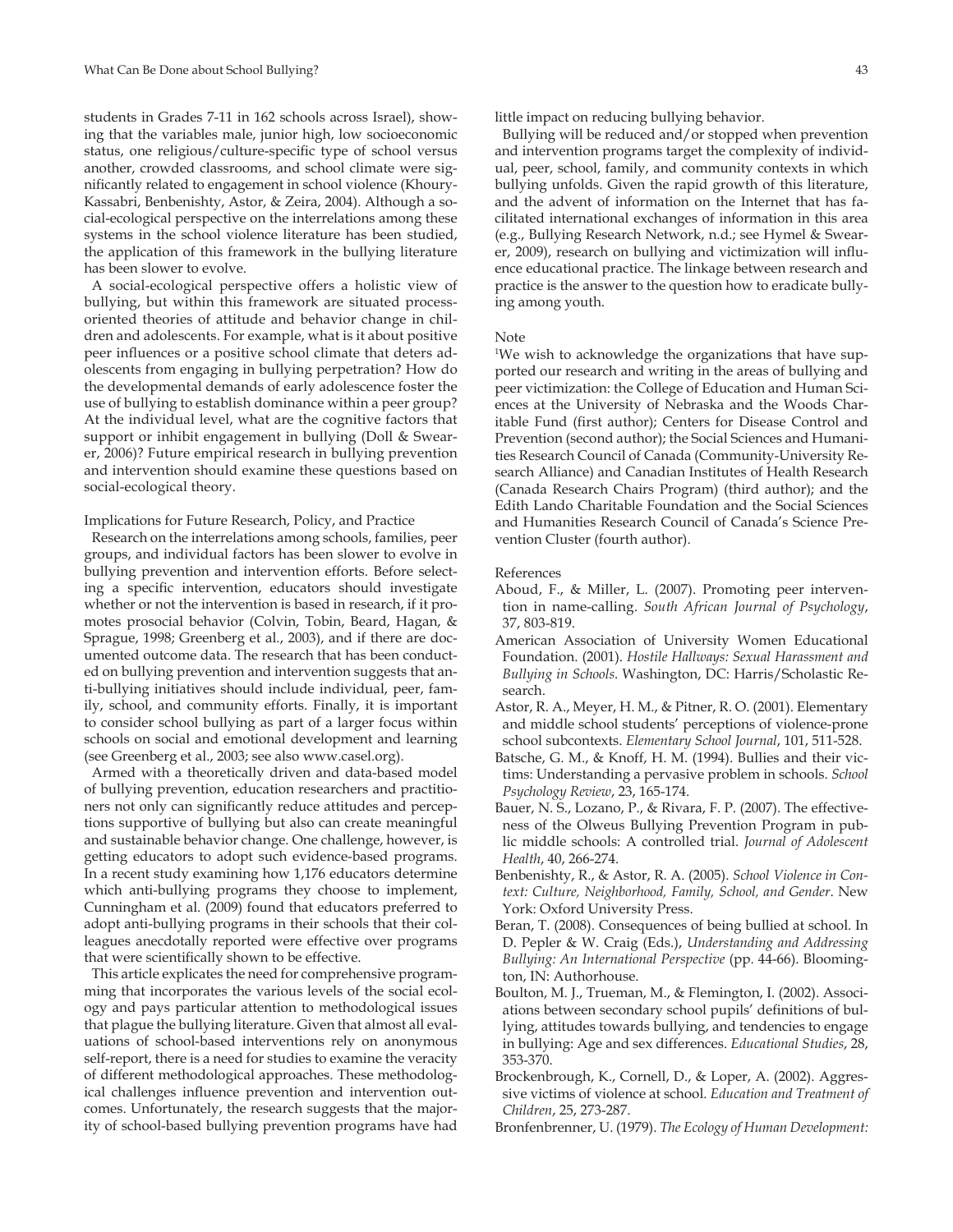students in Grades 7-11 in 162 schools across Israel), showing that the variables male, junior high, low socioeconomic status, one religious/culture-specific type of school versus another, crowded classrooms, and school climate were significantly related to engagement in school violence (Khoury-Kassabri, Benbenishty, Astor, & Zeira, 2004). Although a social-ecological perspective on the interrelations among these systems in the school violence literature has been studied, the application of this framework in the bullying literature has been slower to evolve.

A social-ecological perspective offers a holistic view of bullying, but within this framework are situated process-oriented theories of attitude and behavior change in children and adolescents. For example, what is it about positive peer influences or a positive school climate that deters adolescents from engaging in bullying perpetration? How do the developmental demands of early adolescence foster the use of bullying to establish dominance within a peer group? At the individual level, what are the cognitive factors that support or inhibit engagement in bullying (Doll & Swearer, 2006)? Future empirical research in bullying prevention and intervention should examine these questions based on social-ecological theory.

## Implications for Future Research, Policy, and Practice

Research on the interrelations among schools, families, peer groups, and individual factors has been slower to evolve in bullying prevention and intervention efforts. Before selecting a specific intervention, educators should investigate whether or not the intervention is based in research, if it promotes prosocial behavior (Colvin, Tobin, Beard, Hagan, & Sprague, 1998; Greenberg et al., 2003), and if there are documented outcome data. The research that has been conducted on bullying prevention and intervention suggests that anti-bullying initiatives should include individual, peer, family, school, and community efforts. Finally, it is important to consider school bullying as part of a larger focus within schools on social and emotional development and learning (see Greenberg et al., 2003; see also www.casel.org).

Armed with a theoretically driven and data-based model of bullying prevention, education researchers and practitioners not only can significantly reduce attitudes and perceptions supportive of bullying but also can create meaningful and sustainable behavior change. One challenge, however, is getting educators to adopt such evidence-based programs. In a recent study examining how 1,176 educators determine which anti-bullying programs they choose to implement, Cunningham et al. (2009) found that educators preferred to adopt anti-bullying programs in their schools that their colleagues anecdotally reported were effective over programs that were scientifically shown to be effective.

This article explicates the need for comprehensive programming that incorporates the various levels of the social ecology and pays particular attention to methodological issues that plague the bullying literature. Given that almost all evaluations of school-based interventions rely on anonymous self-report, there is a need for studies to examine the veracity of different methodological approaches. These methodological challenges influence prevention and intervention outcomes. Unfortunately, the research suggests that the majority of school-based bullying prevention programs have had little impact on reducing bullying behavior.

Bullying will be reduced and/or stopped when prevention and intervention programs target the complexity of individual, peer, school, family, and community contexts in which bullying unfolds. Given the rapid growth of this literature, and the advent of information on the Internet that has facilitated international exchanges of information in this area (e.g., Bullying Research Network, n.d.; see Hymel & Swearer, 2009), research on bullying and victimization will influence educational practice. The linkage between research and practice is the answer to the question how to eradicate bullying among youth.

## Note

[1]We wish to acknowledge the organizations that have supported our research and writing in the areas of bullying and peer victimization: the College of Education and Human Sciences at the University of Nebraska and the Woods Charitable Fund (first author); Centers for Disease Control and Prevention (second author); the Social Sciences and Humanities Research Council of Canada (Community-University Research Alliance) and Canadian Institutes of Health Research (Canada Research Chairs Program) (third author); and the Edith Lando Charitable Foundation and the Social Sciences and Humanities Research Council of Canada's Science Prevention Cluster (fourth author).

## References

Aboud, F., & Miller, L. (2007). Promoting peer intervention in name-calling. *South African Journal of Psychology*, 37, 803-819.

American Association of University Women Educational Foundation. (2001). *Hostile Hallways: Sexual Harassment and Bullying in Schools*. Washington, DC: Harris/Scholastic Research.

Astor, R. A., Meyer, H. M., & Pitner, R. O. (2001). Elementary and middle school students' perceptions of violence-prone school subcontexts. *Elementary School Journal*, 101, 511-528.

Batsche, G. M., & Knoff, H. M. (1994). Bullies and their victims: Understanding a pervasive problem in schools. *School Psychology Review*, 23, 165-174.

Bauer, N. S., Lozano, P., & Rivara, F. P. (2007). The effectiveness of the Olweus Bullying Prevention Program in public middle schools: A controlled trial. *Journal of Adolescent Health*, 40, 266-274.

Benbenishty, R., & Astor, R. A. (2005). *School Violence in Context: Culture, Neighborhood, Family, School, and Gender*. New York: Oxford University Press.

Beran, T. (2008). Consequences of being bullied at school. In D. Pepler & W. Craig (Eds.), *Understanding and Addressing Bullying: An International Perspective* (pp. 44-66). Bloomington, IN: Authorhouse.

Boulton, M. J., Trueman, M., & Flemington, I. (2002). Associations between secondary school pupils' definitions of bullying, attitudes towards bullying, and tendencies to engage in bullying: Age and sex differences. *Educational Studies*, 28, 353-370.

Brockenbrough, K., Cornell, D., & Loper, A. (2002). Aggressive victims of violence at school. *Education and Treatment of Children*, 25, 273-287.

Bronfenbrenner, U. (1979). *The Ecology of Human Development:*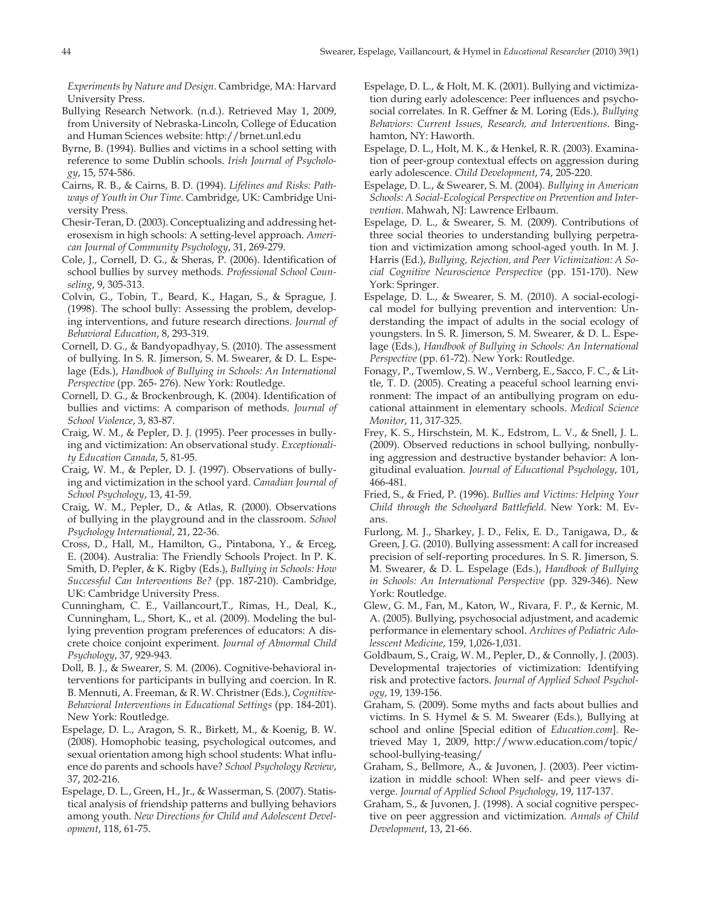*Experiments by Nature and Design*. Cambridge, MA: Harvard University Press.

Bullying Research Network. (n.d.). Retrieved May 1, 2009, from University of Nebraska-Lincoln, College of Education and Human Sciences website: http://brnet.unl.edu

Byrne, B. (1994). Bullies and victims in a school setting with reference to some Dublin schools. *Irish Journal of Psychology*, 15, 574-586.

Cairns, R. B., & Cairns, B. D. (1994). *Lifelines and Risks: Pathways of Youth in Our Time*. Cambridge, UK: Cambridge University Press.

Chesir-Teran, D. (2003). Conceptualizing and addressing heterosexism in high schools: A setting-level approach. *American Journal of Community Psychology*, 31, 269-279.

Cole, J., Cornell, D. G., & Sheras, P. (2006). Identification of school bullies by survey methods. *Professional School Counseling*, 9, 305-313.

Colvin, G., Tobin, T., Beard, K., Hagan, S., & Sprague, J. (1998). The school bully: Assessing the problem, developing interventions, and future research directions. *Journal of Behavioral Education*, 8, 293-319.

Cornell, D. G., & Bandyopadhyay, S. (2010). The assessment of bullying. In S. R. Jimerson, S. M. Swearer, & D. L. Espelage (Eds.), *Handbook of Bullying in Schools: An International Perspective* (pp. 265- 276). New York: Routledge.

Cornell, D. G., & Brockenbrough, K. (2004). Identification of bullies and victims: A comparison of methods. *Journal of School Violence*, 3, 83-87.

Craig, W. M., & Pepler, D. J. (1995). Peer processes in bullying and victimization: An observational study. *Exceptionality Education Canada*, 5, 81-95.

Craig, W. M., & Pepler, D. J. (1997). Observations of bullying and victimization in the school yard. *Canadian Journal of School Psychology*, 13, 41-59.

Craig, W. M., Pepler, D., & Atlas, R. (2000). Observations of bullying in the playground and in the classroom. *School Psychology International*, 21, 22-36.

Cross, D., Hall, M., Hamilton, G., Pintabona, Y., & Erceg, E. (2004). Australia: The Friendly Schools Project. In P. K. Smith, D. Pepler, & K. Rigby (Eds.), *Bullying in Schools: How Successful Can Interventions Be?* (pp. 187-210). Cambridge, UK: Cambridge University Press.

Cunningham, C. E., Vaillancourt,T., Rimas, H., Deal, K., Cunningham, L., Short, K., et al. (2009). Modeling the bullying prevention program preferences of educators: A discrete choice conjoint experiment. *Journal of Abnormal Child Psychology*, 37, 929-943.

Doll, B. J., & Swearer, S. M. (2006). Cognitive-behavioral interventions for participants in bullying and coercion. In R. B. Mennuti, A. Freeman, & R. W. Christner (Eds.), *Cognitive-Behavioral Interventions in Educational Settings* (pp. 184-201). New York: Routledge.

Espelage, D. L., Aragon, S. R., Birkett, M., & Koenig, B. W. (2008). Homophobic teasing, psychological outcomes, and sexual orientation among high school students: What influence do parents and schools have? *School Psychology Review*, 37, 202-216.

Espelage, D. L., Green, H., Jr., & Wasserman, S. (2007). Statistical analysis of friendship patterns and bullying behaviors among youth. *New Directions for Child and Adolescent Development*, 118, 61-75.

Espelage, D. L., & Holt, M. K. (2001). Bullying and victimization during early adolescence: Peer influences and psychosocial correlates. In R. Geffner & M. Loring (Eds.), *Bullying Behaviors: Current Issues, Research, and Interventions*. Binghamton, NY: Haworth.

Espelage, D. L., Holt, M. K., & Henkel, R. R. (2003). Examination of peer-group contextual effects on aggression during early adolescence. *Child Development*, 74, 205-220.

Espelage, D. L., & Swearer, S. M. (2004). *Bullying in American Schools: A Social-Ecological Perspective on Prevention and Intervention*. Mahwah, NJ: Lawrence Erlbaum.

Espelage, D. L., & Swearer, S. M. (2009). Contributions of three social theories to understanding bullying perpetration and victimization among school-aged youth. In M. J. Harris (Ed.), *Bullying, Rejection, and Peer Victimization: A Social Cognitive Neuroscience Perspective* (pp. 151-170). New York: Springer.

Espelage, D. L., & Swearer, S. M. (2010). A social-ecological model for bullying prevention and intervention: Understanding the impact of adults in the social ecology of youngsters. In S. R. Jimerson, S. M. Swearer, & D. L. Espelage (Eds.), *Handbook of Bullying in Schools: An International Perspective* (pp. 61-72). New York: Routledge.

Fonagy, P., Twemlow, S. W., Vernberg, E., Sacco, F. C., & Little, T. D. (2005). Creating a peaceful school learning environment: The impact of an antibullying program on educational attainment in elementary schools. *Medical Science Monitor*, 11, 317-325.

Frey, K. S., Hirschstein, M. K., Edstrom, L. V., & Snell, J. L. (2009). Observed reductions in school bullying, nonbullying aggression and destructive bystander behavior: A longitudinal evaluation. *Journal of Educational Psychology*, 101, 466-481.

Fried, S., & Fried, P. (1996). *Bullies and Victims: Helping Your Child through the Schoolyard Battlefield*. New York: M. Evans.

Furlong, M. J., Sharkey, J. D., Felix, E. D., Tanigawa, D., & Green, J. G. (2010). Bullying assessment: A call for increased precision of self-reporting procedures. In S. R. Jimerson, S. M. Swearer, & D. L. Espelage (Eds.), *Handbook of Bullying in Schools: An International Perspective* (pp. 329-346). New York: Routledge.

Glew, G. M., Fan, M., Katon, W., Rivara, F. P., & Kernic, M. A. (2005). Bullying, psychosocial adjustment, and academic performance in elementary school. *Archives of Pediatric Adolesscent Medicine*, 159, 1,026-1,031.

Goldbaum, S., Craig, W. M., Pepler, D., & Connolly, J. (2003). Developmental trajectories of victimization: Identifying risk and protective factors. *Journal of Applied School Psychology*, 19, 139-156.

Graham, S. (2009). Some myths and facts about bullies and victims. In S. Hymel & S. M. Swearer (Eds.), Bullying at school and online [Special edition of *Education.com*]. Retrieved May 1, 2009, http://www.education.com/topic/school-bullying-teasing/

Graham, S., Bellmore, A., & Juvonen, J. (2003). Peer victimization in middle school: When self- and peer views diverge. *Journal of Applied School Psychology*, 19, 117-137.

Graham, S., & Juvonen, J. (1998). A social cognitive perspective on peer aggression and victimization. *Annals of Child Development*, 13, 21-66.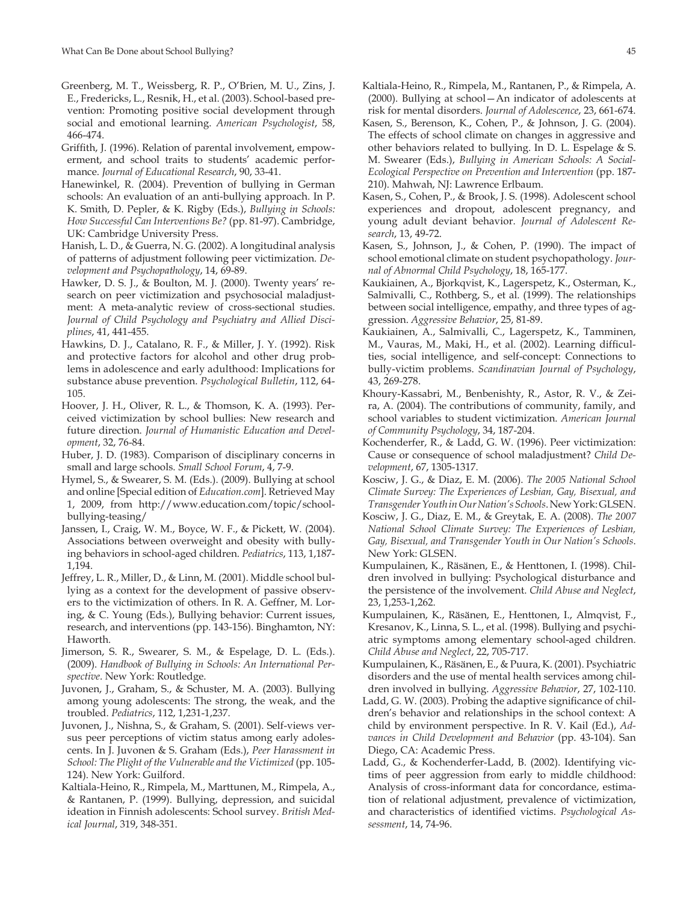Greenberg, M. T., Weissberg, R. P., O'Brien, M. U., Zins, J. E., Fredericks, L., Resnik, H., et al. (2003). School-based prevention: Promoting positive social development through social and emotional learning. *American Psychologist*, 58, 466-474.

Griffith, J. (1996). Relation of parental involvement, empowerment, and school traits to students' academic performance. *Journal of Educational Research*, 90, 33-41.

Hanewinkel, R. (2004). Prevention of bullying in German schools: An evaluation of an anti-bullying approach. In P. K. Smith, D. Pepler, & K. Rigby (Eds.), *Bullying in Schools: How Successful Can Interventions Be?* (pp. 81-97). Cambridge, UK: Cambridge University Press.

Hanish, L. D., & Guerra, N. G. (2002). A longitudinal analysis of patterns of adjustment following peer victimization. *Development and Psychopathology*, 14, 69-89.

Hawker, D. S. J., & Boulton, M. J. (2000). Twenty years' research on peer victimization and psychosocial maladjustment: A meta-analytic review of cross-sectional studies. *Journal of Child Psychology and Psychiatry and Allied Disciplines*, 41, 441-455.

Hawkins, D. J., Catalano, R. F., & Miller, J. Y. (1992). Risk and protective factors for alcohol and other drug problems in adolescence and early adulthood: Implications for substance abuse prevention. *Psychological Bulletin*, 112, 64-105.

Hoover, J. H., Oliver, R. L., & Thomson, K. A. (1993). Perceived victimization by school bullies: New research and future direction. *Journal of Humanistic Education and Development*, 32, 76-84.

Huber, J. D. (1983). Comparison of disciplinary concerns in small and large schools. *Small School Forum*, 4, 7-9.

Hymel, S., & Swearer, S. M. (Eds.). (2009). Bullying at school and online [Special edition of *Education.com*]. Retrieved May 1, 2009, from http://www.education.com/topic/school-bullying-teasing/

Janssen, I., Craig, W. M., Boyce, W. F., & Pickett, W. (2004). Associations between overweight and obesity with bullying behaviors in school-aged children. *Pediatrics*, 113, 1,187-1,194.

Jeffrey, L. R., Miller, D., & Linn, M. (2001). Middle school bullying as a context for the development of passive observers to the victimization of others. In R. A. Geffner, M. Loring, & C. Young (Eds.), Bullying behavior: Current issues, research, and interventions (pp. 143-156). Binghamton, NY: Haworth.

Jimerson, S. R., Swearer, S. M., & Espelage, D. L. (Eds.). (2009). *Handbook of Bullying in Schools: An International Perspective*. New York: Routledge.

Juvonen, J., Graham, S., & Schuster, M. A. (2003). Bullying among young adolescents: The strong, the weak, and the troubled. *Pediatrics*, 112, 1,231-1,237.

Juvonen, J., Nishna, S., & Graham, S. (2001). Self-views versus peer perceptions of victim status among early adolescents. In J. Juvonen & S. Graham (Eds.), *Peer Harassment in School: The Plight of the Vulnerable and the Victimized* (pp. 105-124). New York: Guilford.

Kaltiala-Heino, R., Rimpela, M., Marttunen, M., Rimpela, A., & Rantanen, P. (1999). Bullying, depression, and suicidal ideation in Finnish adolescents: School survey. *British Medical Journal*, 319, 348-351.

Kaltiala-Heino, R., Rimpela, M., Rantanen, P., & Rimpela, A. (2000). Bullying at school—An indicator of adolescents at risk for mental disorders. *Journal of Adolescence*, 23, 661-674.

Kasen, S., Berenson, K., Cohen, P., & Johnson, J. G. (2004). The effects of school climate on changes in aggressive and other behaviors related to bullying. In D. L. Espelage & S. M. Swearer (Eds.), *Bullying in American Schools: A Social-Ecological Perspective on Prevention and Intervention* (pp. 187-210). Mahwah, NJ: Lawrence Erlbaum.

Kasen, S., Cohen, P., & Brook, J. S. (1998). Adolescent school experiences and dropout, adolescent pregnancy, and young adult deviant behavior. *Journal of Adolescent Research*, 13, 49-72.

Kasen, S., Johnson, J., & Cohen, P. (1990). The impact of school emotional climate on student psychopathology. *Journal of Abnormal Child Psychology*, 18, 165-177.

Kaukiainen, A., Bjorkqvist, K., Lagerspetz, K., Osterman, K., Salmivalli, C., Rothberg, S., et al. (1999). The relationships between social intelligence, empathy, and three types of aggression. *Aggressive Behavior*, 25, 81-89.

Kaukiainen, A., Salmivalli, C., Lagerspetz, K., Tamminen, M., Vauras, M., Maki, H., et al. (2002). Learning difficulties, social intelligence, and self-concept: Connections to bully-victim problems. *Scandinavian Journal of Psychology*, 43, 269-278.

Khoury-Kassabri, M., Benbenishty, R., Astor, R. V., & Zeira, A. (2004). The contributions of community, family, and school variables to student victimization. *American Journal of Community Psychology*, 34, 187-204.

Kochenderfer, R., & Ladd, G. W. (1996). Peer victimization: Cause or consequence of school maladjustment? *Child Development*, 67, 1305-1317.

Kosciw, J. G., & Diaz, E. M. (2006). *The 2005 National School Climate Survey: The Experiences of Lesbian, Gay, Bisexual, and Transgender Youth in Our Nation's Schools*. New York: GLSEN.

Kosciw, J. G., Diaz, E. M., & Greytak, E. A. (2008). *The 2007 National School Climate Survey: The Experiences of Lesbian, Gay, Bisexual, and Transgender Youth in Our Nation's Schools*. New York: GLSEN.

Kumpulainen, K., Räsänen, E., & Henttonen, I. (1998). Children involved in bullying: Psychological disturbance and the persistence of the involvement. *Child Abuse and Neglect*, 23, 1,253-1,262.

Kumpulainen, K., Räsänen, E., Henttonen, I., Almqvist, F., Kresanov, K., Linna, S. L., et al. (1998). Bullying and psychiatric symptoms among elementary school-aged children. *Child Abuse and Neglect*, 22, 705-717.

Kumpulainen, K., Räsänen, E., & Puura, K. (2001). Psychiatric disorders and the use of mental health services among children involved in bullying. *Aggressive Behavior*, 27, 102-110.

Ladd, G. W. (2003). Probing the adaptive significance of children's behavior and relationships in the school context: A child by environment perspective. In R. V. Kail (Ed.), *Advances in Child Development and Behavior* (pp. 43-104). San Diego, CA: Academic Press.

Ladd, G., & Kochenderfer-Ladd, B. (2002). Identifying victims of peer aggression from early to middle childhood: Analysis of cross-informant data for concordance, estimation of relational adjustment, prevalence of victimization, and characteristics of identified victims. *Psychological Assessment*, 14, 74-96.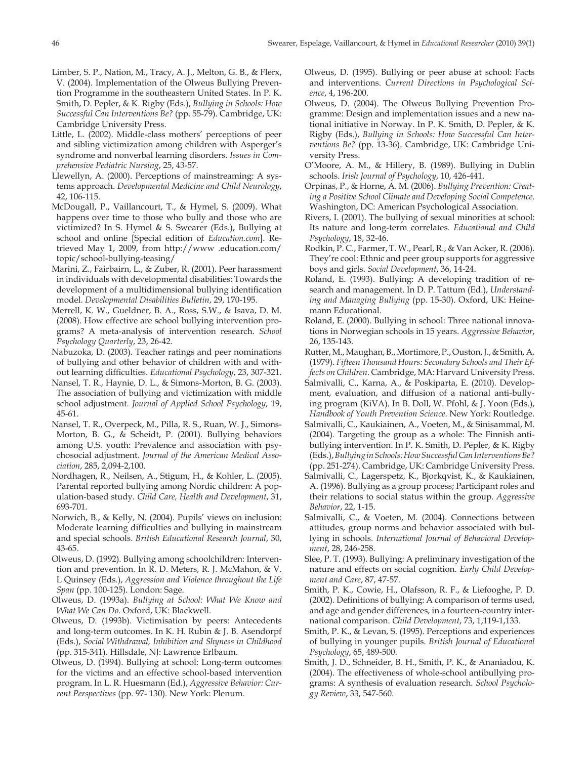Limber, S. P., Nation, M., Tracy, A. J., Melton, G. B., & Flerx, V. (2004). Implementation of the Olweus Bullying Prevention Programme in the southeastern United States. In P. K. Smith, D. Pepler, & K. Rigby (Eds.), *Bullying in Schools: How Successful Can Interventions Be?* (pp. 55-79). Cambridge, UK: Cambridge University Press.

Little, L. (2002). Middle-class mothers' perceptions of peer and sibling victimization among children with Asperger's syndrome and nonverbal learning disorders. *Issues in Comprehensive Pediatric Nursing*, 25, 43-57.

Llewellyn, A. (2000). Perceptions of mainstreaming: A systems approach. *Developmental Medicine and Child Neurology*, 42, 106-115.

McDougall, P., Vaillancourt, T., & Hymel, S. (2009). What happens over time to those who bully and those who are victimized? In S. Hymel & S. Swearer (Eds.), Bullying at school and online [Special edition of *Education.com*]. Retrieved May 1, 2009, from http://www .education.com/topic/school-bullying-teasing/

Marini, Z., Fairbairn, L., & Zuber, R. (2001). Peer harassment in individuals with developmental disabilities: Towards the development of a multidimensional bullying identification model. *Developmental Disabilities Bulletin*, 29, 170-195.

Merrell, K. W., Gueldner, B. A., Ross, S.W., & Isava, D. M. (2008). How effective are school bullying intervention programs? A meta-analysis of intervention research. *School Psychology Quarterly*, 23, 26-42.

Nabuzoka, D. (2003). Teacher ratings and peer nominations of bullying and other behavior of children with and without learning difficulties. *Educational Psychology*, 23, 307-321.

Nansel, T. R., Haynie, D. L., & Simons-Morton, B. G. (2003). The association of bullying and victimization with middle school adjustment. *Journal of Applied School Psychology*, 19, 45-61.

Nansel, T. R., Overpeck, M., Pilla, R. S., Ruan, W. J., Simons-Morton, B. G., & Scheidt, P. (2001). Bullying behaviors among U.S. youth: Prevalence and association with psychosocial adjustment. *Journal of the American Medical Association*, 285, 2,094-2,100.

Nordhagen, R., Neilsen, A., Stigum, H., & Kohler, L. (2005). Parental reported bullying among Nordic children: A population-based study. *Child Care, Health and Development*, 31, 693-701.

Norwich, B., & Kelly, N. (2004). Pupils' views on inclusion: Moderate learning difficulties and bullying in mainstream and special schools. *British Educational Research Journal*, 30, 43-65.

Olweus, D. (1992). Bullying among schoolchildren: Intervention and prevention. In R. D. Meters, R. J. McMahon, & V. L Quinsey (Eds.), *Aggression and Violence throughout the Life Span* (pp. 100-125). London: Sage.

Olweus, D. (1993a). *Bullying at School: What We Know and What We Can Do*. Oxford, UK: Blackwell.

Olweus, D. (1993b). Victimisation by peers: Antecedents and long-term outcomes. In K. H. Rubin & J. B. Asendorpf (Eds.), *Social Withdrawal, Inhibition and Shyness in Childhood* (pp. 315-341). Hillsdale, NJ: Lawrence Erlbaum.

Olweus, D. (1994). Bullying at school: Long-term outcomes for the victims and an effective school-based intervention program. In L. R. Huesmann (Ed.), *Aggressive Behavior: Current Perspectives* (pp. 97- 130). New York: Plenum.

Olweus, D. (1995). Bullying or peer abuse at school: Facts and interventions. *Current Directions in Psychological Science*, 4, 196-200.

Olweus, D. (2004). The Olweus Bullying Prevention Programme: Design and implementation issues and a new national initiative in Norway. In P. K. Smith, D. Pepler, & K. Rigby (Eds.), *Bullying in Schools: How Successful Can Interventions Be?* (pp. 13-36). Cambridge, UK: Cambridge University Press.

O'Moore, A. M., & Hillery, B. (1989). Bullying in Dublin schools. *Irish Journal of Psychology*, 10, 426-441.

Orpinas, P., & Horne, A. M. (2006). *Bullying Prevention: Creating a Positive School Climate and Developing Social Competence*. Washington, DC: American Psychological Association.

Rivers, I. (2001). The bullying of sexual minorities at school: Its nature and long-term correlates. *Educational and Child Psychology*, 18, 32-46.

Rodkin, P. C., Farmer, T. W., Pearl, R., & Van Acker, R. (2006). They're cool: Ethnic and peer group supports for aggressive boys and girls. *Social Development*, 36, 14-24.

Roland, E. (1993). Bullying: A developing tradition of research and management. In D. P. Tattum (Ed.), *Understanding and Managing Bullying* (pp. 15-30). Oxford, UK: Heinemann Educational.

Roland, E. (2000). Bullying in school: Three national innovations in Norwegian schools in 15 years. *Aggressive Behavior*, 26, 135-143.

Rutter, M., Maughan, B., Mortimore, P., Ouston, J., & Smith, A. (1979). *Fifteen Thousand Hours: Secondary Schools and Their Effects on Children*. Cambridge, MA: Harvard University Press.

Salmivalli, C., Karna, A., & Poskiparta, E. (2010). Development, evaluation, and diffusion of a national anti-bullying program (KiVA). In B. Doll, W. Pfohl, & J. Yoon (Eds.), *Handbook of Youth Prevention Science*. New York: Routledge.

Salmivalli, C., Kaukiainen, A., Voeten, M., & Sinisammal, M. (2004). Targeting the group as a whole: The Finnish anti-bullying intervention. In P. K. Smith, D. Pepler, & K. Rigby (Eds.), *Bullying in Schools: How Successful Can Interventions Be?* (pp. 251-274). Cambridge, UK: Cambridge University Press.

Salmivalli, C., Lagerspetz, K., Bjorkqvist, K., & Kaukiainen, A. (1996). Bullying as a group process; Participant roles and their relations to social status within the group. *Aggressive Behavior*, 22, 1-15.

Salmivalli, C., & Voeten, M. (2004). Connections between attitudes, group norms and behavior associated with bullying in schools. *International Journal of Behavioral Development*, 28, 246-258.

Slee, P. T. (1993). Bullying: A preliminary investigation of the nature and effects on social cognition. *Early Child Development and Care*, 87, 47-57.

Smith, P. K., Cowie, H., Olafsson, R. F., & Liefooghe, P. D. (2002). Definitions of bullying: A comparison of terms used, and age and gender differences, in a fourteen-country international comparison. *Child Development*, 73, 1,119-1,133.

Smith, P. K., & Levan, S. (1995). Perceptions and experiences of bullying in younger pupils. *British Journal of Educational Psychology*, 65, 489-500.

Smith, J. D., Schneider, B. H., Smith, P. K., & Ananiadou, K. (2004). The effectiveness of whole-school antibullying programs: A synthesis of evaluation research. *School Psychology Review*, 33, 547-560.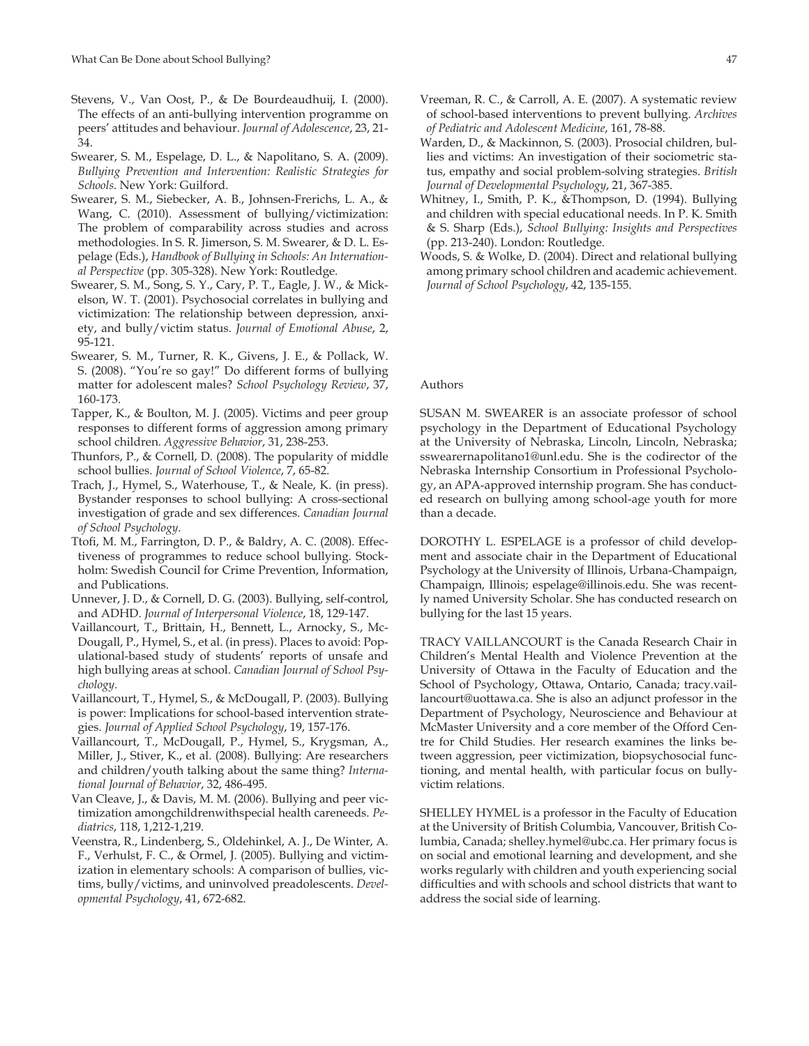Stevens, V., Van Oost, P., & De Bourdeaudhuij, I. (2000). The effects of an anti-bullying intervention programme on peers' attitudes and behaviour. *Journal of Adolescence*, 23, 21-34.

Swearer, S. M., Espelage, D. L., & Napolitano, S. A. (2009). *Bullying Prevention and Intervention: Realistic Strategies for Schools*. New York: Guilford.

Swearer, S. M., Siebecker, A. B., Johnsen-Frerichs, L. A., & Wang, C. (2010). Assessment of bullying/victimization: The problem of comparability across studies and across methodologies. In S. R. Jimerson, S. M. Swearer, & D. L. Espelage (Eds.), *Handbook of Bullying in Schools: An International Perspective* (pp. 305-328). New York: Routledge.

Swearer, S. M., Song, S. Y., Cary, P. T., Eagle, J. W., & Mickelson, W. T. (2001). Psychosocial correlates in bullying and victimization: The relationship between depression, anxiety, and bully/victim status. *Journal of Emotional Abuse*, 2, 95-121.

Swearer, S. M., Turner, R. K., Givens, J. E., & Pollack, W. S. (2008). "You're so gay!" Do different forms of bullying matter for adolescent males? *School Psychology Review*, 37, 160-173.

Tapper, K., & Boulton, M. J. (2005). Victims and peer group responses to different forms of aggression among primary school children. *Aggressive Behavior*, 31, 238-253.

Thunfors, P., & Cornell, D. (2008). The popularity of middle school bullies. *Journal of School Violence*, 7, 65-82.

Trach, J., Hymel, S., Waterhouse, T., & Neale, K. (in press). Bystander responses to school bullying: A cross-sectional investigation of grade and sex differences. *Canadian Journal of School Psychology*.

Ttofi, M. M., Farrington, D. P., & Baldry, A. C. (2008). Effectiveness of programmes to reduce school bullying. Stockholm: Swedish Council for Crime Prevention, Information, and Publications.

Unnever, J. D., & Cornell, D. G. (2003). Bullying, self-control, and ADHD. *Journal of Interpersonal Violence*, 18, 129-147.

Vaillancourt, T., Brittain, H., Bennett, L., Arnocky, S., McDougall, P., Hymel, S., et al. (in press). Places to avoid: Populational-based study of students' reports of unsafe and high bullying areas at school. *Canadian Journal of School Psychology*.

Vaillancourt, T., Hymel, S., & McDougall, P. (2003). Bullying is power: Implications for school-based intervention strategies. *Journal of Applied School Psychology*, 19, 157-176.

Vaillancourt, T., McDougall, P., Hymel, S., Krygsman, A., Miller, J., Stiver, K., et al. (2008). Bullying: Are researchers and children/youth talking about the same thing? *International Journal of Behavior*, 32, 486-495.

Van Cleave, J., & Davis, M. M. (2006). Bullying and peer victimization amongchildrenwithspecial health careneeds. *Pediatrics*, 118, 1,212-1,219.

Veenstra, R., Lindenberg, S., Oldehinkel, A. J., De Winter, A. F., Verhulst, F. C., & Ormel, J. (2005). Bullying and victimization in elementary schools: A comparison of bullies, victims, bully/victims, and uninvolved preadolescents. *Developmental Psychology*, 41, 672-682.

Vreeman, R. C., & Carroll, A. E. (2007). A systematic review of school-based interventions to prevent bullying. *Archives of Pediatric and Adolescent Medicine*, 161, 78-88.

Warden, D., & Mackinnon, S. (2003). Prosocial children, bullies and victims: An investigation of their sociometric status, empathy and social problem-solving strategies. *British Journal of Developmental Psychology*, 21, 367-385.

Whitney, I., Smith, P. K., &Thompson, D. (1994). Bullying and children with special educational needs. In P. K. Smith & S. Sharp (Eds.), *School Bullying: Insights and Perspectives* (pp. 213-240). London: Routledge.

Woods, S. & Wolke, D. (2004). Direct and relational bullying among primary school children and academic achievement. *Journal of School Psychology*, 42, 135-155.

## Authors

SUSAN M. SWEARER is an associate professor of school psychology in the Department of Educational Psychology at the University of Nebraska, Lincoln, Lincoln, Nebraska; sswearernapolitano1@unl.edu. She is the codirector of the Nebraska Internship Consortium in Professional Psychology, an APA-approved internship program. She has conducted research on bullying among school-age youth for more than a decade.

DOROTHY L. ESPELAGE is a professor of child development and associate chair in the Department of Educational Psychology at the University of Illinois, Urbana-Champaign, Champaign, Illinois; espelage@illinois.edu. She was recently named University Scholar. She has conducted research on bullying for the last 15 years.

TRACY VAILLANCOURT is the Canada Research Chair in Children's Mental Health and Violence Prevention at the University of Ottawa in the Faculty of Education and the School of Psychology, Ottawa, Ontario, Canada; tracy.vaillancourt@uottawa.ca. She is also an adjunct professor in the Department of Psychology, Neuroscience and Behaviour at McMaster University and a core member of the Offord Centre for Child Studies. Her research examines the links between aggression, peer victimization, biopsychosocial functioning, and mental health, with particular focus on bully-victim relations.

SHELLEY HYMEL is a professor in the Faculty of Education at the University of British Columbia, Vancouver, British Columbia, Canada; shelley.hymel@ubc.ca. Her primary focus is on social and emotional learning and development, and she works regularly with children and youth experiencing social difficulties and with schools and school districts that want to address the social side of learning.